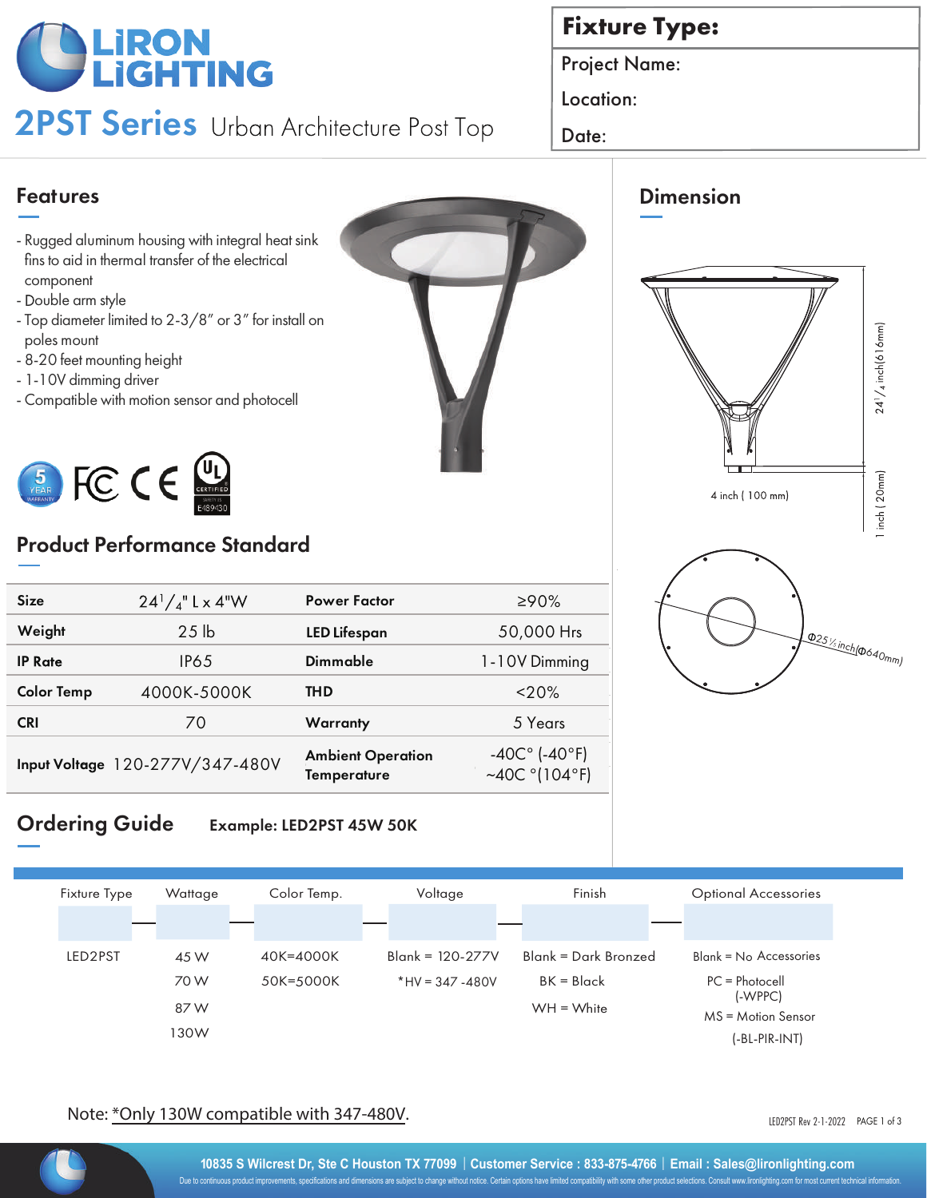# LIRON LIGHTING

## 2PST Series Urban Architecture Post Top

| Fixture Type: |
| --- |
| Project Name: |
| Location: |
| Date: |

## Features

- Rugged aluminum housing with integral heat sink fins to aid in thermal transfer of the electrical component
- Double arm style
- Top diameter limited to 2-3/8" or 3" for install on poles mount
- 8-20 feet mounting height
- 1-10V dimming driver
- Compatible with motion sensor and photocell

## Dimension

24 1/4 inch(616mm)

1 inch ( 20mm)

4 inch ( 100 mm)

Φ25 1/2 inch(Φ640mm)

## Product Performance Standard

| Size | 24 1/4" L x 4"W | Power Factor | ≥90% |
| --- | --- | --- | --- |
| Weight | 25 lb | LED Lifespan | 50,000 Hrs |
| IP Rate | IP65 | Dimmable | 1-10V Dimming |
| Color Temp | 4000K-5000K | THD | <20% |
| CRI | 70 | Warranty | 5 Years |
| Input Voltage | 120-277V/347-480V | Ambient Operation Temperature | -40C° (-40°F) ~40C °(104°F) |

## Ordering Guide

**Example: LED2PST 45W 50K**

| Fixture Type | Wattage | Color Temp. | Voltage | Finish | Optional Accessories |
| --- | --- | --- | --- | --- | --- |
| LED2PST | 45 W | 40K=4000K | Blank = 120-277V | Blank = Dark Bronzed | Blank = No Accessories |
| | 70 W | 50K=5000K | *HV = 347 -480V | BK = Black | PC = Photocell (-WPPC) |
| | 87 W | | | WH = White | MS = Motion Sensor (-BL-PIR-INT) |
| | 130W | | | | |

Note: *Only 130W compatible with 347-480V.

LED2PST Rev 2-1-2022

10835 S Wilcrest Dr, Ste C Houston TX 77099 | Customer Service : 833-875-4766 | Email : Sales@lironlighting.com

Due to continuous product improvements, specifications and dimensions are subject to change without notice. Certain options have limited compatibility with some other product selections. Consult www.lironlighting.com for most current technical information.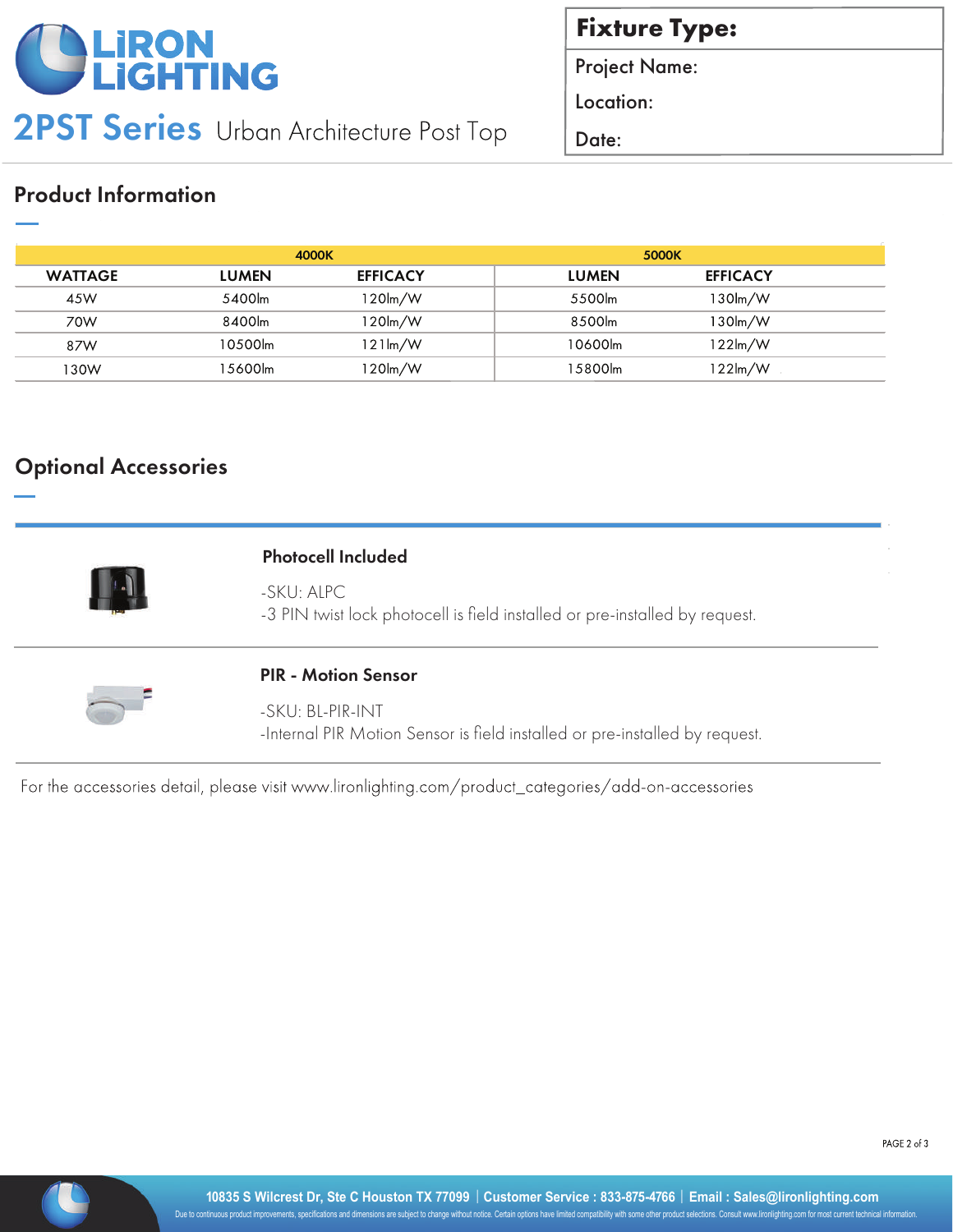# 2PST Series Urban Architecture Post Top

| Fixture Type: |
|---|
| Project Name: |
| Location: |
| Date: |

## Product Information

| | 4000K | | 5000K | |
|---|---|---|---|---|
| WATTAGE | LUMEN | EFFICACY | LUMEN | EFFICACY |
| 45W | 5400lm | 120lm/W | 5500lm | 130lm/W |
| 70W | 8400lm | 120lm/W | 8500lm | 130lm/W |
| 87W | 10500lm | 121lm/W | 10600lm | 122lm/W |
| 130W | 15600lm | 120lm/W | 15800lm | 122lm/W |

## Optional Accessories

**Photocell Included**

-SKU: ALPC
-3 PIN twist lock photocell is field installed or pre-installed by request.

**PIR - Motion Sensor**

-SKU: BL-PIR-INT
-Internal PIR Motion Sensor is field installed or pre-installed by request.

For the accessories detail, please visit www.lironlighting.com/product_categories/add-on-accessories

10835 S Wilcrest Dr, Ste C Houston TX 77099 | Customer Service : 833-875-4766 | Email : Sales@lironlighting.com

Due to continuous product improvements, specifications and dimensions are subject to change without notice. Certain options have limited compatibility with some other product selections. Consult www.lironlighting.com for most current technical information.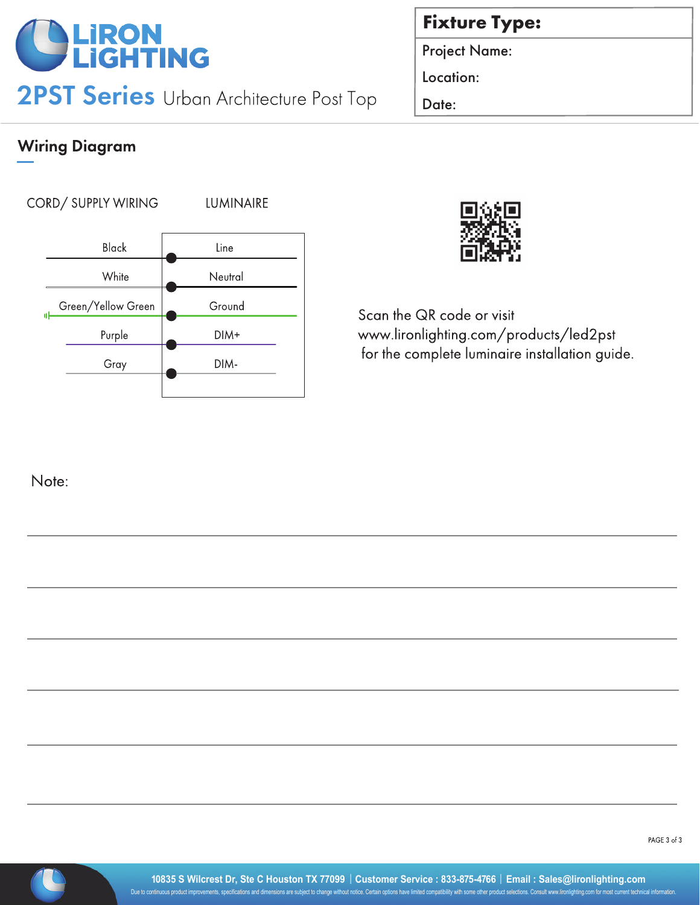# LIRON LIGHTING

## 2PST Series Urban Architecture Post Top

| **Fixture Type:** |
|---|
| Project Name: |
| Location: |
| Date: |

## Wiring Diagram

| CORD/ SUPPLY WIRING | LUMINAIRE |
|---|---|
| Black | Line |
| White | Neutral |
| Green/Yellow Green | Ground |
| Purple | DIM+ |
| Gray | DIM- |

Scan the QR code or visit www.lironlighting.com/products/led2pst for the complete luminaire installation guide.

Note:

10835 S Wilcrest Dr, Ste C Houston TX 77099 | Customer Service : 833-875-4766 | Email : Sales@lironlighting.com

Due to continuous product improvements, specifications and dimensions are subject to change without notice. Certain options have limited compatibility with some other product selections. Consult www.lironlighting.com for most current technical information.